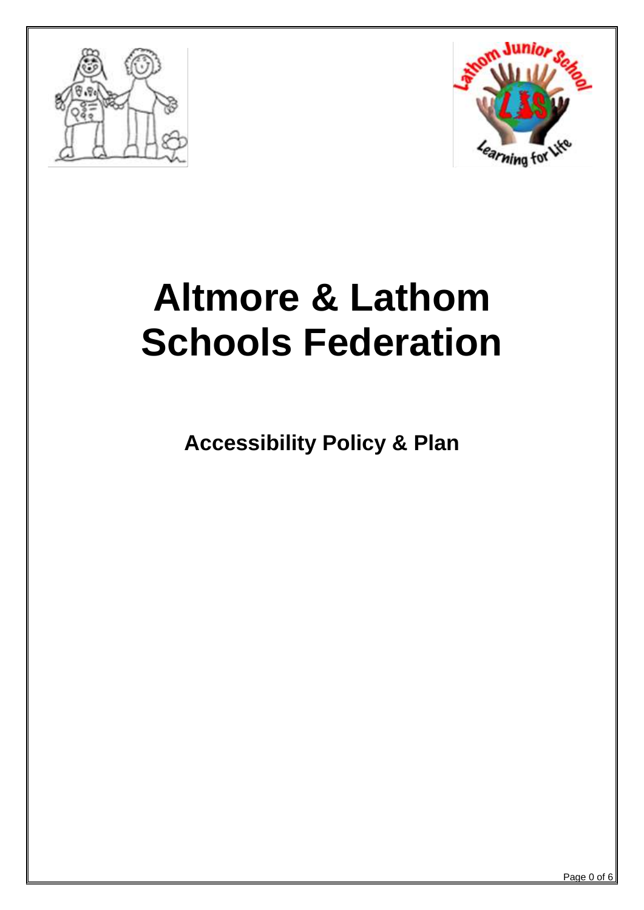# Altmore & Lathom Schools Federation

## Accessibility Policy & Plan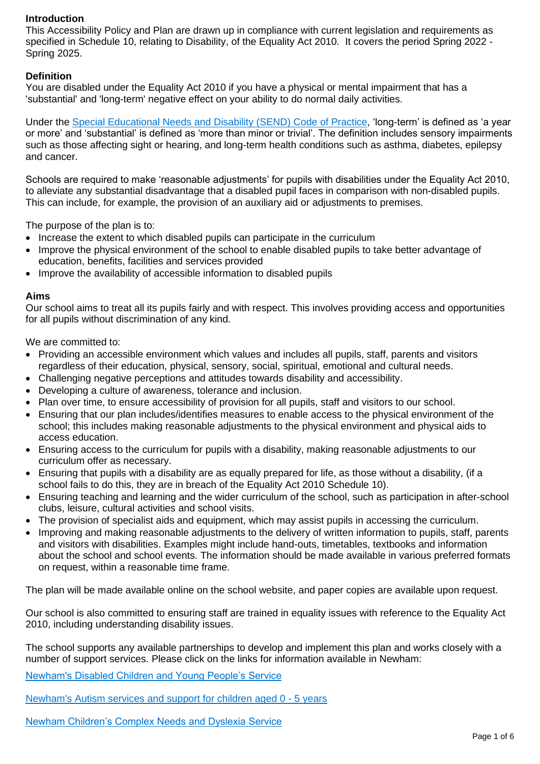**Introduction**

This Accessibility Policy and Plan are drawn up in compliance with current legislation and requirements as specified in Schedule 10, relating to Disability, of the Equality Act 2010. It covers the period Spring 2022 - Spring 2025.

**Definition**

You are disabled under the Equality Act 2010 if you have a physical or mental impairment that has a 'substantial' and 'long-term' negative effect on your ability to do normal daily activities.

Under the Special Educational Needs and Disability (SEND) Code of Practice, 'long-term' is defined as 'a year or more' and 'substantial' is defined as 'more than minor or trivial'. The definition includes sensory impairments such as those affecting sight or hearing, and long-term health conditions such as asthma, diabetes, epilepsy and cancer.

Schools are required to make 'reasonable adjustments' for pupils with disabilities under the Equality Act 2010, to alleviate any substantial disadvantage that a disabled pupil faces in comparison with non-disabled pupils. This can include, for example, the provision of an auxiliary aid or adjustments to premises.

The purpose of the plan is to:

- Increase the extent to which disabled pupils can participate in the curriculum
- Improve the physical environment of the school to enable disabled pupils to take better advantage of education, benefits, facilities and services provided
- Improve the availability of accessible information to disabled pupils

**Aims**

Our school aims to treat all its pupils fairly and with respect. This involves providing access and opportunities for all pupils without discrimination of any kind.

We are committed to:

- Providing an accessible environment which values and includes all pupils, staff, parents and visitors regardless of their education, physical, sensory, social, spiritual, emotional and cultural needs.
- Challenging negative perceptions and attitudes towards disability and accessibility.
- Developing a culture of awareness, tolerance and inclusion.
- Plan over time, to ensure accessibility of provision for all pupils, staff and visitors to our school.
- Ensuring that our plan includes/identifies measures to enable access to the physical environment of the school; this includes making reasonable adjustments to the physical environment and physical aids to access education.
- Ensuring access to the curriculum for pupils with a disability, making reasonable adjustments to our curriculum offer as necessary.
- Ensuring that pupils with a disability are as equally prepared for life, as those without a disability, (if a school fails to do this, they are in breach of the Equality Act 2010 Schedule 10).
- Ensuring teaching and learning and the wider curriculum of the school, such as participation in after-school clubs, leisure, cultural activities and school visits.
- The provision of specialist aids and equipment, which may assist pupils in accessing the curriculum.
- Improving and making reasonable adjustments to the delivery of written information to pupils, staff, parents and visitors with disabilities. Examples might include hand-outs, timetables, textbooks and information about the school and school events. The information should be made available in various preferred formats on request, within a reasonable time frame.

The plan will be made available online on the school website, and paper copies are available upon request.

Our school is also committed to ensuring staff are trained in equality issues with reference to the Equality Act 2010, including understanding disability issues.

The school supports any available partnerships to develop and implement this plan and works closely with a number of support services. Please click on the links for information available in Newham:

Newham's Disabled Children and Young People's Service

Newham's Autism services and support for children aged 0 - 5 years

Newham Children's Complex Needs and Dyslexia Service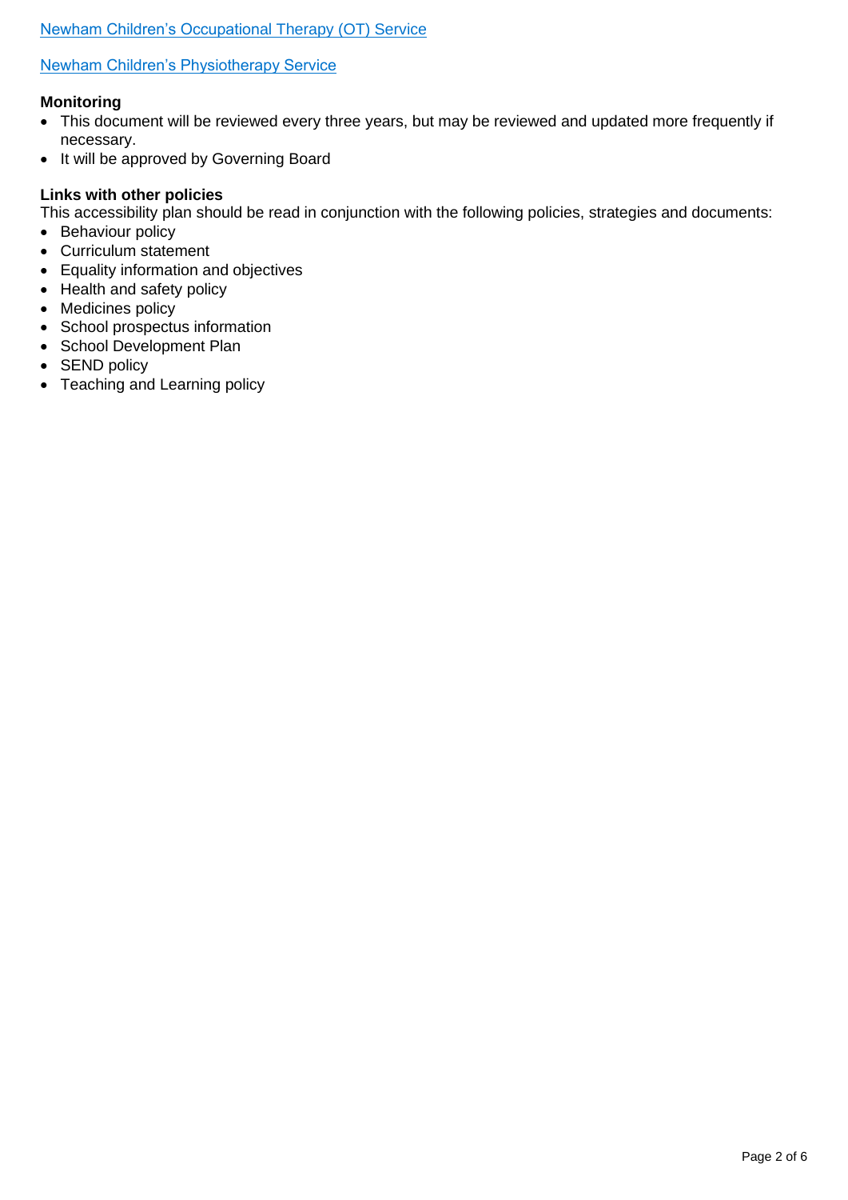[Newham Children's Occupational Therapy (OT) Service](#)

[Newham Children's Physiotherapy Service](#)

**Monitoring**

- This document will be reviewed every three years, but may be reviewed and updated more frequently if necessary.
- It will be approved by Governing Board

**Links with other policies**

This accessibility plan should be read in conjunction with the following policies, strategies and documents:

- Behaviour policy
- Curriculum statement
- Equality information and objectives
- Health and safety policy
- Medicines policy
- School prospectus information
- School Development Plan
- SEND policy
- Teaching and Learning policy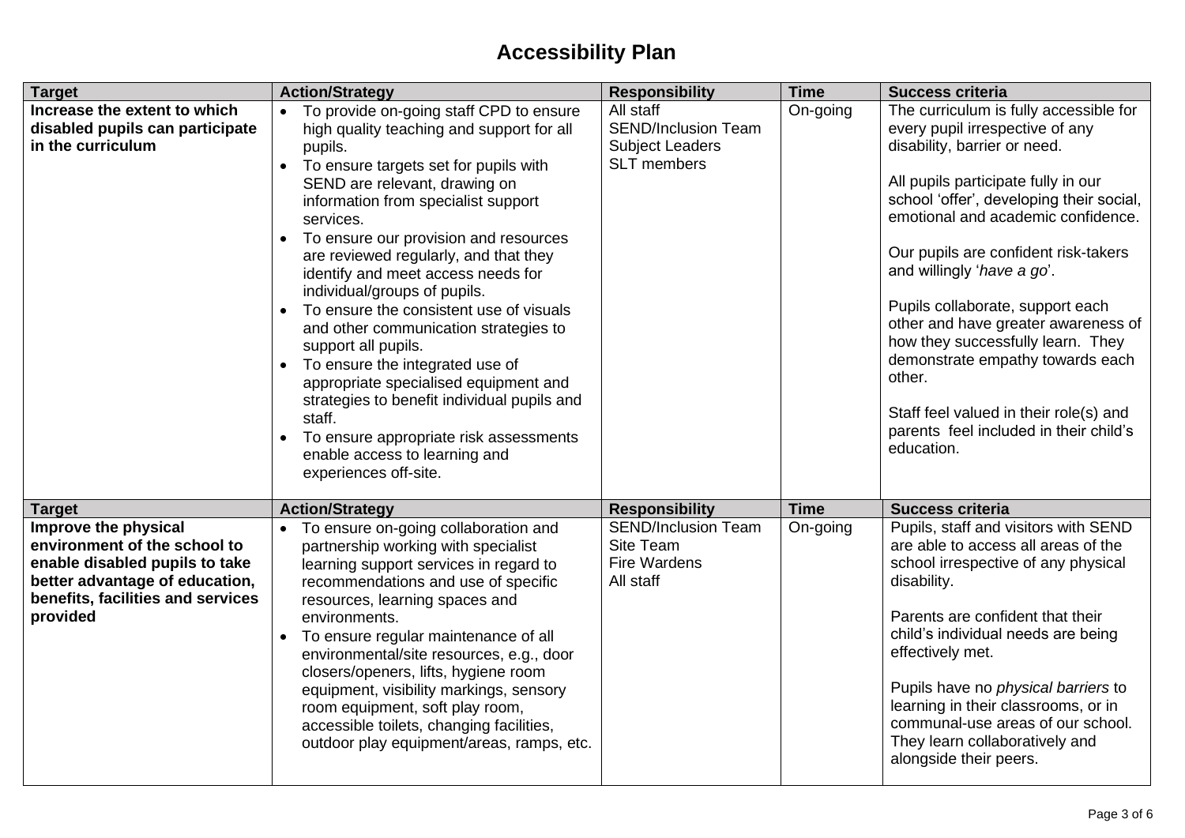# Accessibility Plan

| Target | Action/Strategy | Responsibility | Time | Success criteria |
|---|---|---|---|---|
| **Increase the extent to which disabled pupils can participate in the curriculum** | • To provide on-going staff CPD to ensure high quality teaching and support for all pupils.<br>• To ensure targets set for pupils with SEND are relevant, drawing on information from specialist support services.<br>• To ensure our provision and resources are reviewed regularly, and that they identify and meet access needs for individual/groups of pupils.<br>• To ensure the consistent use of visuals and other communication strategies to support all pupils.<br>• To ensure the integrated use of appropriate specialised equipment and strategies to benefit individual pupils and staff.<br>• To ensure appropriate risk assessments enable access to learning and experiences off-site. | All staff<br>SEND/Inclusion Team<br>Subject Leaders<br>SLT members | On-going | The curriculum is fully accessible for every pupil irrespective of any disability, barrier or need.<br><br>All pupils participate fully in our school 'offer', developing their social, emotional and academic confidence.<br><br>Our pupils are confident risk-takers and willingly '*have a go*'.<br><br>Pupils collaborate, support each other and have greater awareness of how they successfully learn. They demonstrate empathy towards each other.<br><br>Staff feel valued in their role(s) and parents feel included in their child's education. |
| **Target** | **Action/Strategy** | **Responsibility** | **Time** | **Success criteria** |
| **Improve the physical environment of the school to enable disabled pupils to take better advantage of education, benefits, facilities and services provided** | • To ensure on-going collaboration and partnership working with specialist learning support services in regard to recommendations and use of specific resources, learning spaces and environments.<br>• To ensure regular maintenance of all environmental/site resources, e.g., door closers/openers, lifts, hygiene room equipment, visibility markings, sensory room equipment, soft play room, accessible toilets, changing facilities, outdoor play equipment/areas, ramps, etc. | SEND/Inclusion Team<br>Site Team<br>Fire Wardens<br>All staff | On-going | Pupils, staff and visitors with SEND are able to access all areas of the school irrespective of any physical disability.<br><br>Parents are confident that their child's individual needs are being effectively met.<br><br>Pupils have no *physical barriers* to learning in their classrooms, or in communal-use areas of our school. They learn collaboratively and alongside their peers. |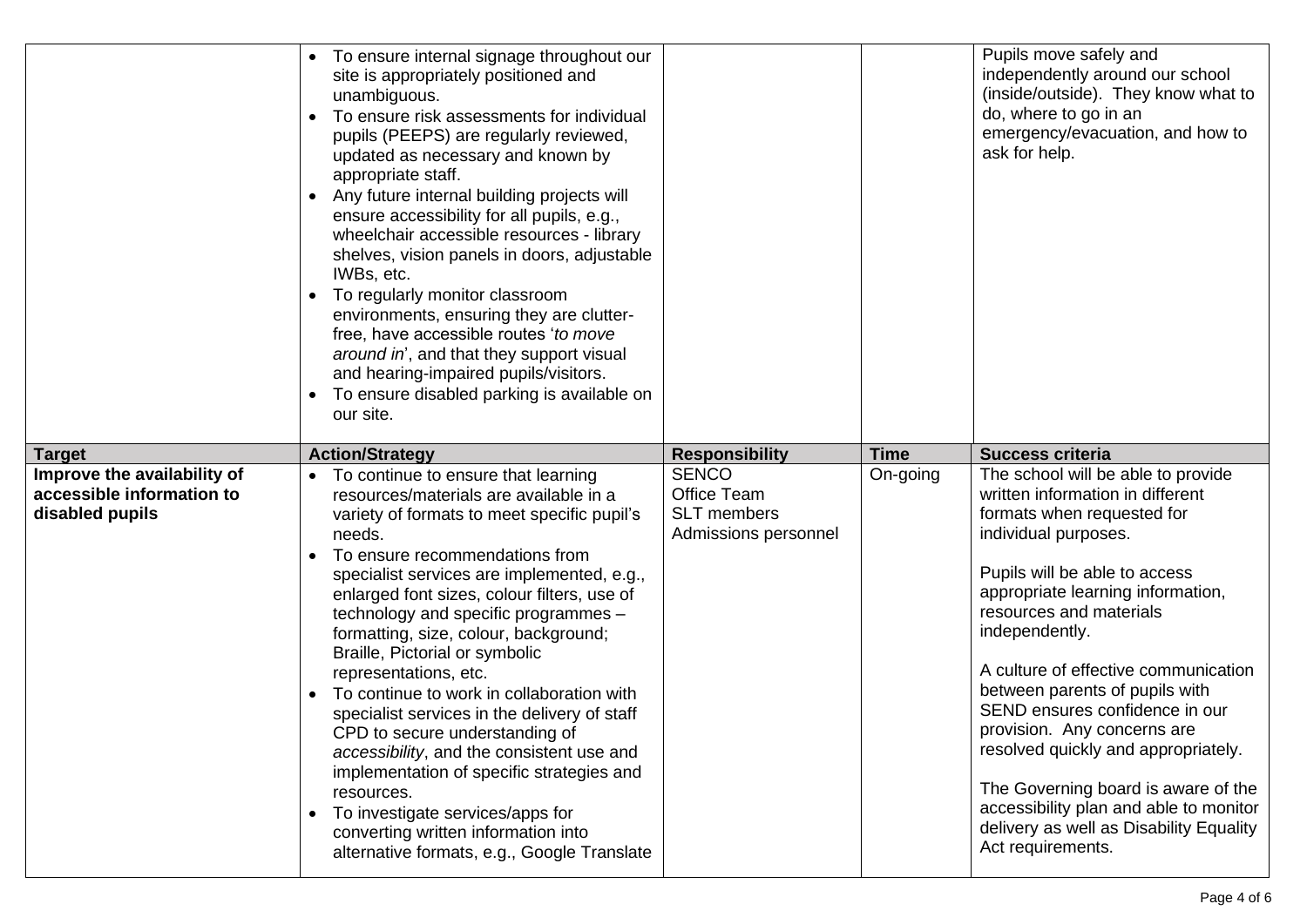| | | | | |
|---|---|---|---|---|
| | • To ensure internal signage throughout our site is appropriately positioned and unambiguous.<br>• To ensure risk assessments for individual pupils (PEEPS) are regularly reviewed, updated as necessary and known by appropriate staff.<br>• Any future internal building projects will ensure accessibility for all pupils, e.g., wheelchair accessible resources - library shelves, vision panels in doors, adjustable IWBs, etc.<br>• To regularly monitor classroom environments, ensuring they are clutter-free, have accessible routes '*to move around in*', and that they support visual and hearing-impaired pupils/visitors.<br>• To ensure disabled parking is available on our site. | | | Pupils move safely and independently around our school (inside/outside). They know what to do, where to go in an emergency/evacuation, and how to ask for help. |
| **Target** | **Action/Strategy** | **Responsibility** | **Time** | **Success criteria** |
| **Improve the availability of accessible information to disabled pupils** | • To continue to ensure that learning resources/materials are available in a variety of formats to meet specific pupil's needs.<br>• To ensure recommendations from specialist services are implemented, e.g., enlarged font sizes, colour filters, use of technology and specific programmes – formatting, size, colour, background; Braille, Pictorial or symbolic representations, etc.<br>• To continue to work in collaboration with specialist services in the delivery of staff CPD to secure understanding of *accessibility*, and the consistent use and implementation of specific strategies and resources.<br>• To investigate services/apps for converting written information into alternative formats, e.g., Google Translate | SENCO<br>Office Team<br>SLT members<br>Admissions personnel | On-going | The school will be able to provide written information in different formats when requested for individual purposes.<br><br>Pupils will be able to access appropriate learning information, resources and materials independently.<br><br>A culture of effective communication between parents of pupils with SEND ensures confidence in our provision. Any concerns are resolved quickly and appropriately.<br><br>The Governing board is aware of the accessibility plan and able to monitor delivery as well as Disability Equality Act requirements. |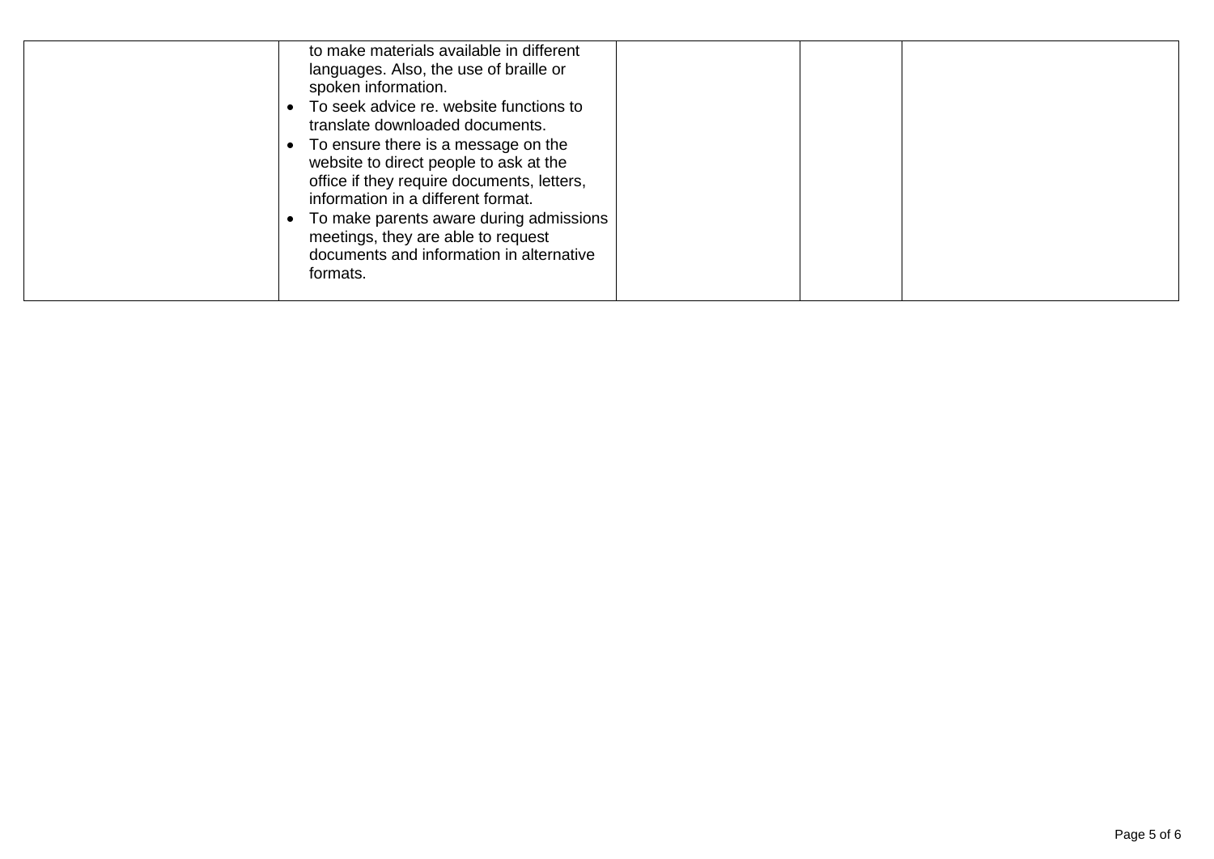| | | | | |
|---|---|---|---|---|
| | to make materials available in different languages. Also, the use of braille or spoken information.<br>• To seek advice re. website functions to translate downloaded documents.<br>• To ensure there is a message on the website to direct people to ask at the office if they require documents, letters, information in a different format.<br>• To make parents aware during admissions meetings, they are able to request documents and information in alternative formats. | | | |